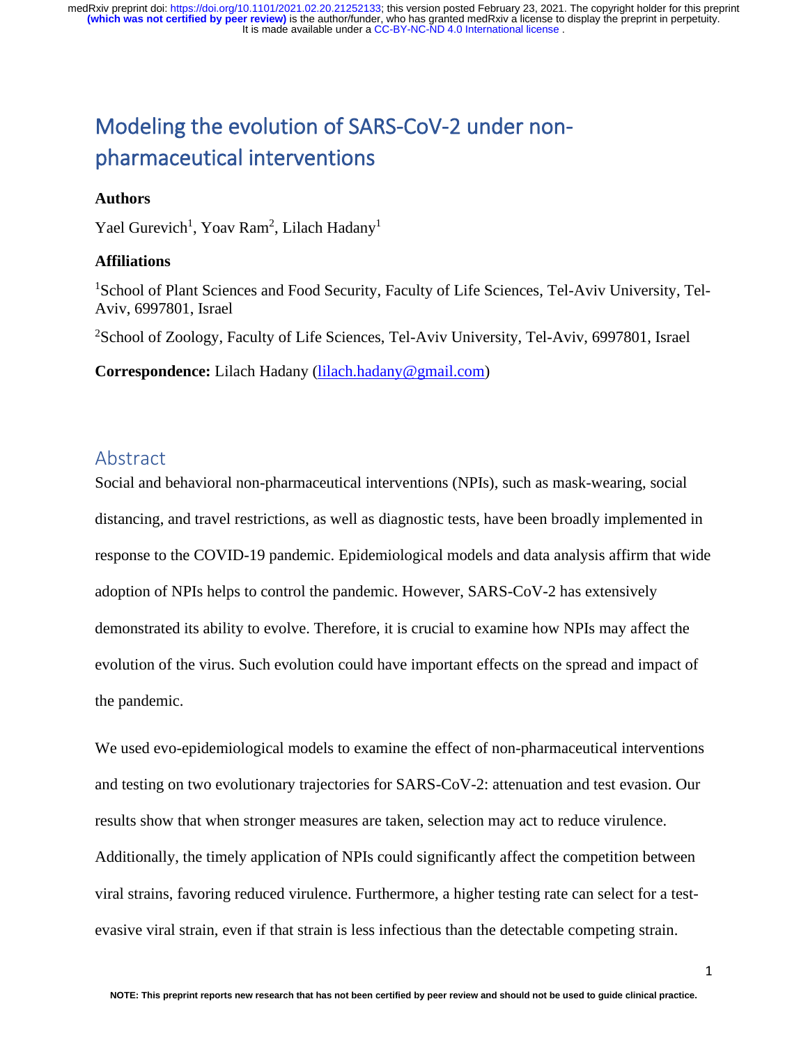# Modeling the evolution of SARS-CoV-2 under non-pharmaceutical interventions

**Authors**

Yael Gurevich[1], Yoav Ram[2], Lilach Hadany[1]

**Affiliations**

[1]School of Plant Sciences and Food Security, Faculty of Life Sciences, Tel-Aviv University, Tel-Aviv, 6997801, Israel

[2]School of Zoology, Faculty of Life Sciences, Tel-Aviv University, Tel-Aviv, 6997801, Israel

**Correspondence:** Lilach Hadany (lilach.hadany@gmail.com)

## Abstract

Social and behavioral non-pharmaceutical interventions (NPIs), such as mask-wearing, social distancing, and travel restrictions, as well as diagnostic tests, have been broadly implemented in response to the COVID-19 pandemic. Epidemiological models and data analysis affirm that wide adoption of NPIs helps to control the pandemic. However, SARS-CoV-2 has extensively demonstrated its ability to evolve. Therefore, it is crucial to examine how NPIs may affect the evolution of the virus. Such evolution could have important effects on the spread and impact of the pandemic.

We used evo-epidemiological models to examine the effect of non-pharmaceutical interventions and testing on two evolutionary trajectories for SARS-CoV-2: attenuation and test evasion. Our results show that when stronger measures are taken, selection may act to reduce virulence. Additionally, the timely application of NPIs could significantly affect the competition between viral strains, favoring reduced virulence. Furthermore, a higher testing rate can select for a test-evasive viral strain, even if that strain is less infectious than the detectable competing strain.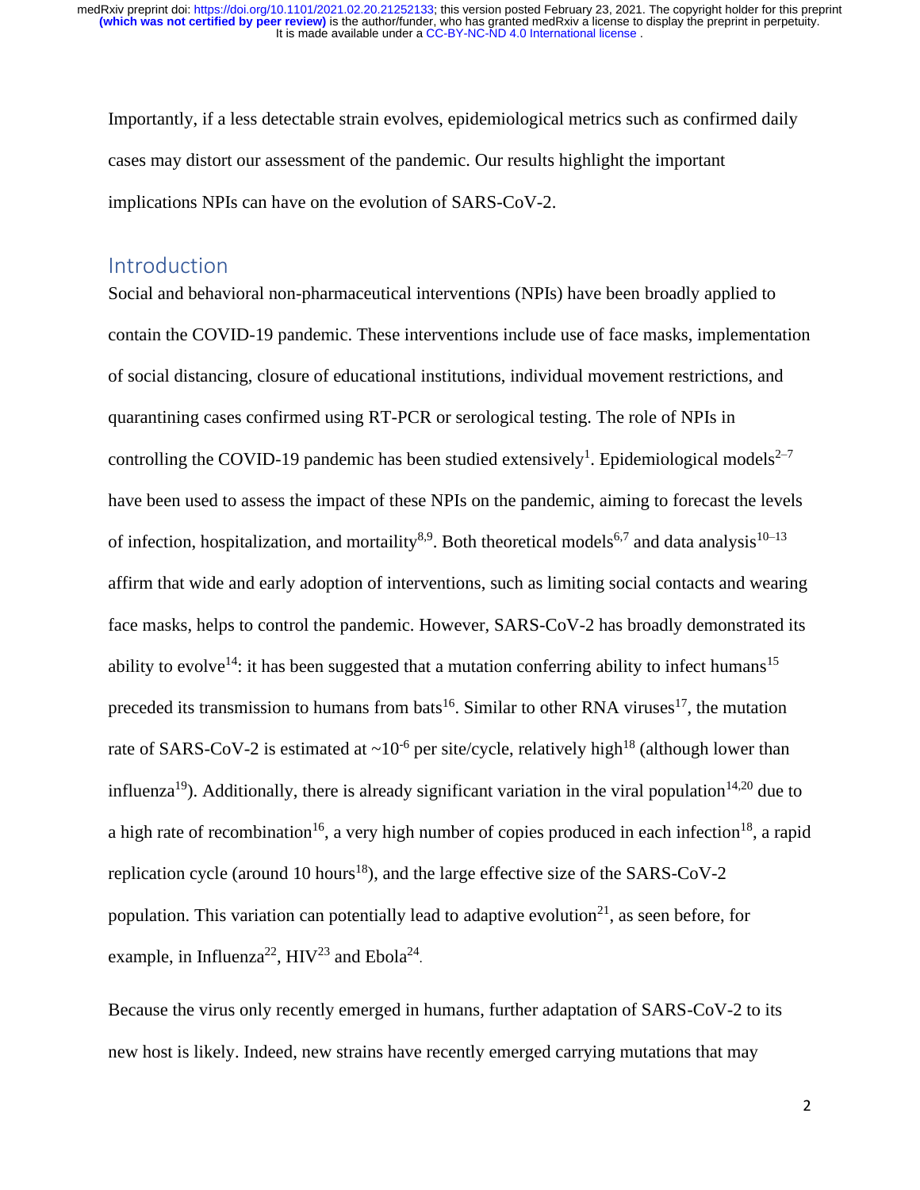Importantly, if a less detectable strain evolves, epidemiological metrics such as confirmed daily cases may distort our assessment of the pandemic. Our results highlight the important implications NPIs can have on the evolution of SARS-CoV-2.

## Introduction

Social and behavioral non-pharmaceutical interventions (NPIs) have been broadly applied to contain the COVID-19 pandemic. These interventions include use of face masks, implementation of social distancing, closure of educational institutions, individual movement restrictions, and quarantining cases confirmed using RT-PCR or serological testing. The role of NPIs in controlling the COVID-19 pandemic has been studied extensively[1]. Epidemiological models[2–7] have been used to assess the impact of these NPIs on the pandemic, aiming to forecast the levels of infection, hospitalization, and mortaility[8,9]. Both theoretical models[6,7] and data analysis[10–13] affirm that wide and early adoption of interventions, such as limiting social contacts and wearing face masks, helps to control the pandemic. However, SARS-CoV-2 has broadly demonstrated its ability to evolve[14]: it has been suggested that a mutation conferring ability to infect humans[15] preceded its transmission to humans from bats[16]. Similar to other RNA viruses[17], the mutation rate of SARS-CoV-2 is estimated at ~$10^{-6}$ per site/cycle, relatively high[18] (although lower than influenza[19]). Additionally, there is already significant variation in the viral population[14,20] due to a high rate of recombination[16], a very high number of copies produced in each infection[18], a rapid replication cycle (around 10 hours[18]), and the large effective size of the SARS-CoV-2 population. This variation can potentially lead to adaptive evolution[21], as seen before, for example, in Influenza[22], HIV[23] and Ebola[24].

Because the virus only recently emerged in humans, further adaptation of SARS-CoV-2 to its new host is likely. Indeed, new strains have recently emerged carrying mutations that may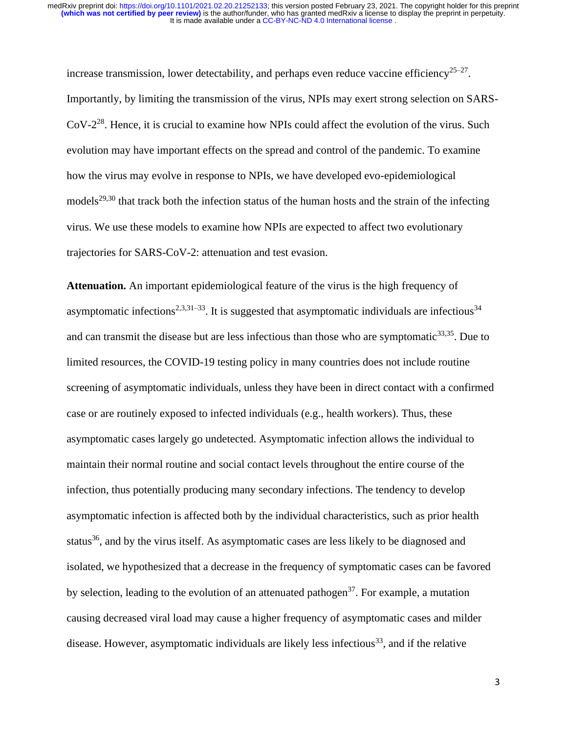increase transmission, lower detectability, and perhaps even reduce vaccine efficiency[25–27]. Importantly, by limiting the transmission of the virus, NPIs may exert strong selection on SARS-CoV-2[28]. Hence, it is crucial to examine how NPIs could affect the evolution of the virus. Such evolution may have important effects on the spread and control of the pandemic. To examine how the virus may evolve in response to NPIs, we have developed evo-epidemiological models[29,30] that track both the infection status of the human hosts and the strain of the infecting virus. We use these models to examine how NPIs are expected to affect two evolutionary trajectories for SARS-CoV-2: attenuation and test evasion.

**Attenuation.** An important epidemiological feature of the virus is the high frequency of asymptomatic infections[2,3,31–33]. It is suggested that asymptomatic individuals are infectious[34] and can transmit the disease but are less infectious than those who are symptomatic[33,35]. Due to limited resources, the COVID-19 testing policy in many countries does not include routine screening of asymptomatic individuals, unless they have been in direct contact with a confirmed case or are routinely exposed to infected individuals (e.g., health workers). Thus, these asymptomatic cases largely go undetected. Asymptomatic infection allows the individual to maintain their normal routine and social contact levels throughout the entire course of the infection, thus potentially producing many secondary infections. The tendency to develop asymptomatic infection is affected both by the individual characteristics, such as prior health status[36], and by the virus itself. As asymptomatic cases are less likely to be diagnosed and isolated, we hypothesized that a decrease in the frequency of symptomatic cases can be favored by selection, leading to the evolution of an attenuated pathogen[37]. For example, a mutation causing decreased viral load may cause a higher frequency of asymptomatic cases and milder disease. However, asymptomatic individuals are likely less infectious[33], and if the relative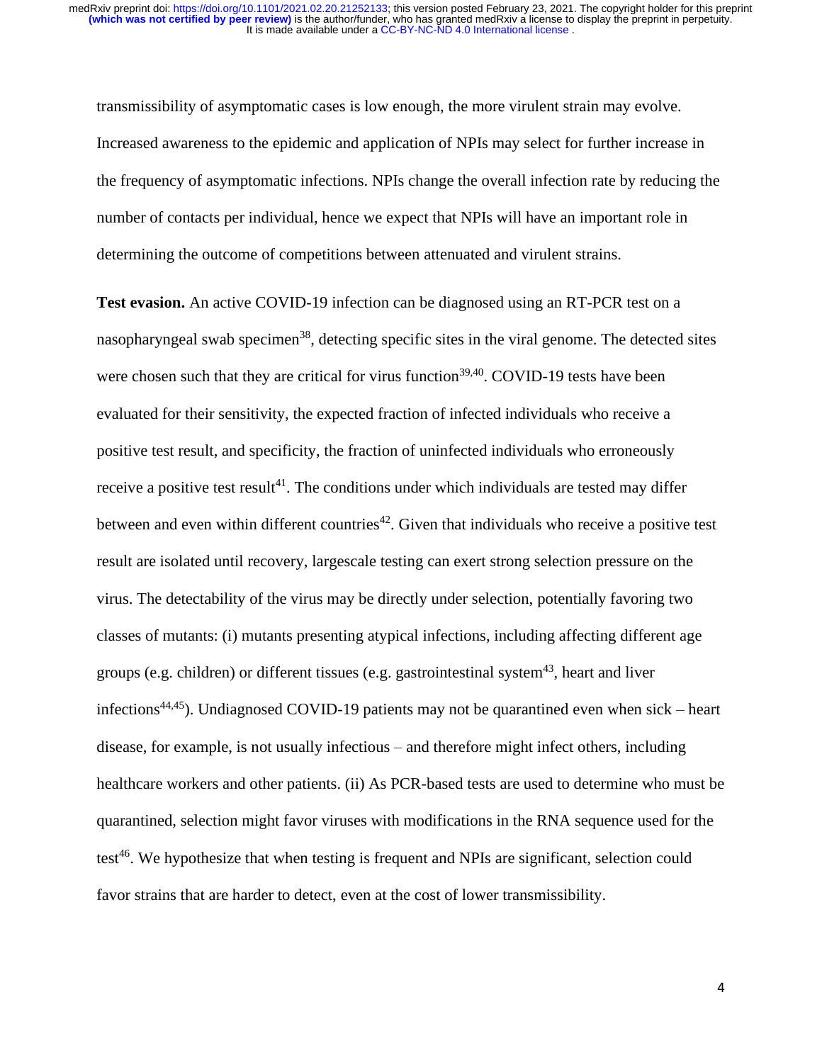transmissibility of asymptomatic cases is low enough, the more virulent strain may evolve. Increased awareness to the epidemic and application of NPIs may select for further increase in the frequency of asymptomatic infections. NPIs change the overall infection rate by reducing the number of contacts per individual, hence we expect that NPIs will have an important role in determining the outcome of competitions between attenuated and virulent strains.

**Test evasion.** An active COVID-19 infection can be diagnosed using an RT-PCR test on a nasopharyngeal swab specimen[38], detecting specific sites in the viral genome. The detected sites were chosen such that they are critical for virus function[39,40]. COVID-19 tests have been evaluated for their sensitivity, the expected fraction of infected individuals who receive a positive test result, and specificity, the fraction of uninfected individuals who erroneously receive a positive test result[41]. The conditions under which individuals are tested may differ between and even within different countries[42]. Given that individuals who receive a positive test result are isolated until recovery, largescale testing can exert strong selection pressure on the virus. The detectability of the virus may be directly under selection, potentially favoring two classes of mutants: (i) mutants presenting atypical infections, including affecting different age groups (e.g. children) or different tissues (e.g. gastrointestinal system[43], heart and liver infections[44,45]). Undiagnosed COVID-19 patients may not be quarantined even when sick – heart disease, for example, is not usually infectious – and therefore might infect others, including healthcare workers and other patients. (ii) As PCR-based tests are used to determine who must be quarantined, selection might favor viruses with modifications in the RNA sequence used for the test[46]. We hypothesize that when testing is frequent and NPIs are significant, selection could favor strains that are harder to detect, even at the cost of lower transmissibility.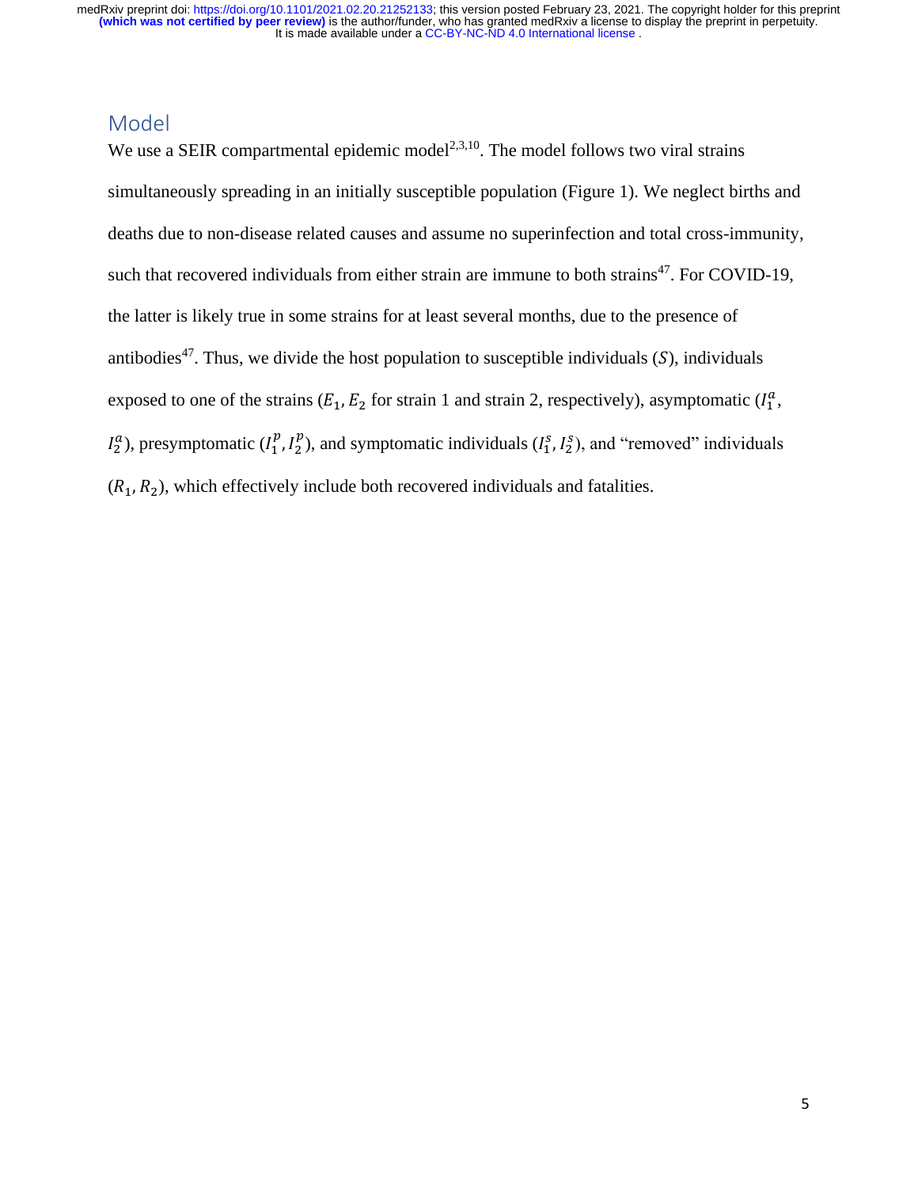## Model

We use a SEIR compartmental epidemic model[2,3,10]. The model follows two viral strains simultaneously spreading in an initially susceptible population (Figure 1). We neglect births and deaths due to non-disease related causes and assume no superinfection and total cross-immunity, such that recovered individuals from either strain are immune to both strains[47]. For COVID-19, the latter is likely true in some strains for at least several months, due to the presence of antibodies[47]. Thus, we divide the host population to susceptible individuals ($S$), individuals exposed to one of the strains ($E_1, E_2$ for strain 1 and strain 2, respectively), asymptomatic ($I_1^a$, $I_2^a$), presymptomatic ($I_1^p, I_2^p$), and symptomatic individuals ($I_1^s, I_2^s$), and "removed" individuals ($R_1, R_2$), which effectively include both recovered individuals and fatalities.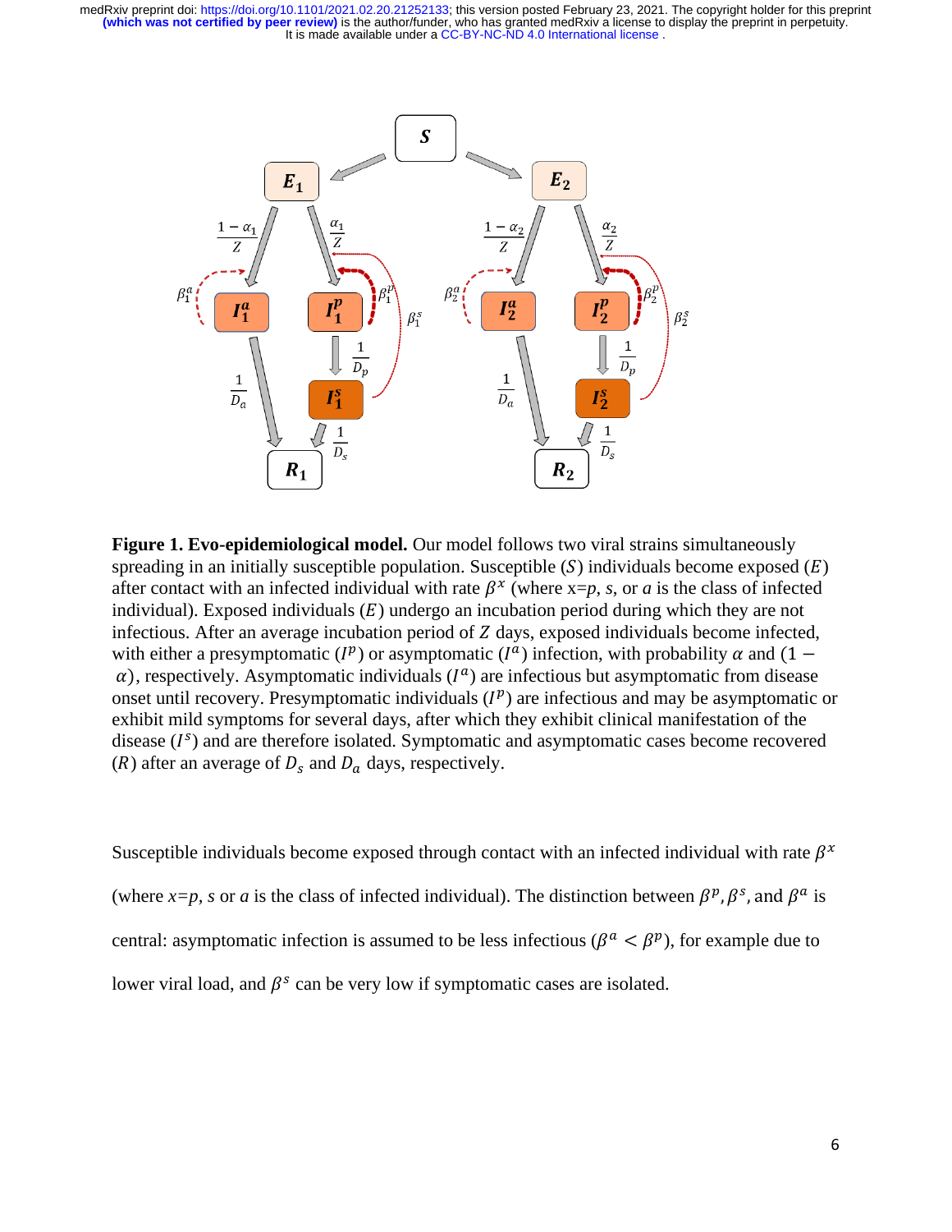**Figure 1. Evo-epidemiological model.** Our model follows two viral strains simultaneously spreading in an initially susceptible population. Susceptible ($S$) individuals become exposed ($E$) after contact with an infected individual with rate $\beta^x$ (where x=$p$, $s$, or $a$ is the class of infected individual). Exposed individuals ($E$) undergo an incubation period during which they are not infectious. After an average incubation period of $Z$ days, exposed individuals become infected, with either a presymptomatic ($I^p$) or asymptomatic ($I^a$) infection, with probability $\alpha$ and $(1 - \alpha)$, respectively. Asymptomatic individuals ($I^a$) are infectious but asymptomatic from disease onset until recovery. Presymptomatic individuals ($I^p$) are infectious and may be asymptomatic or exhibit mild symptoms for several days, after which they exhibit clinical manifestation of the disease ($I^s$) and are therefore isolated. Symptomatic and asymptomatic cases become recovered ($R$) after an average of $D_s$ and $D_a$ days, respectively.

Susceptible individuals become exposed through contact with an infected individual with rate $\beta^x$ (where $x$=$p$, $s$ or $a$ is the class of infected individual). The distinction between $\beta^p, \beta^s$, and $\beta^a$ is central: asymptomatic infection is assumed to be less infectious ($\beta^a < \beta^p$), for example due to lower viral load, and $\beta^s$ can be very low if symptomatic cases are isolated.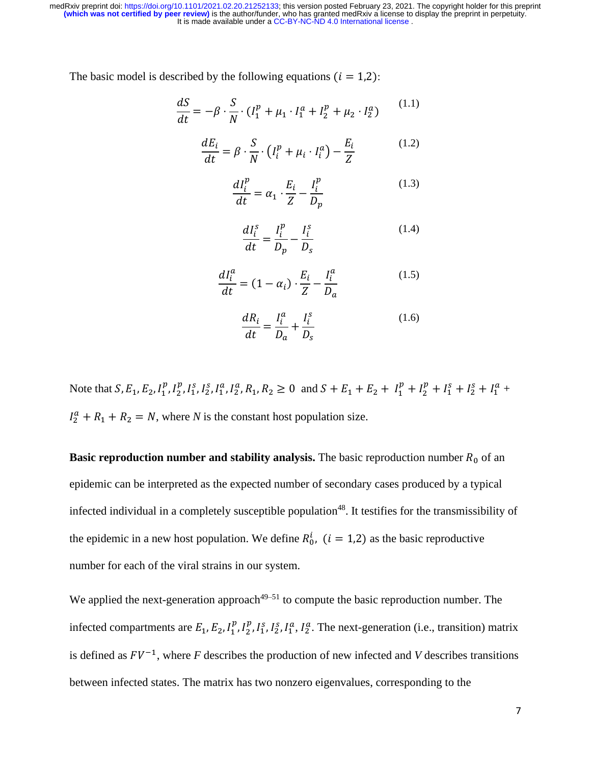The basic model is described by the following equations ($i = 1{,}2$):

$$\frac{dS}{dt} = -\beta \cdot \frac{S}{N} \cdot (I_1^p + \mu_1 \cdot I_1^a + I_2^p + \mu_2 \cdot I_2^a) \tag{1.1}$$

$$\frac{dE_i}{dt} = \beta \cdot \frac{S}{N} \cdot \left(I_i^p + \mu_i \cdot I_i^a\right) - \frac{E_i}{Z} \tag{1.2}$$

$$\frac{dI_i^p}{dt} = \alpha_1 \cdot \frac{E_i}{Z} - \frac{I_i^p}{D_p} \tag{1.3}$$

$$\frac{dI_i^s}{dt} = \frac{I_i^p}{D_p} - \frac{I_i^s}{D_s} \tag{1.4}$$

$$\frac{dI_i^a}{dt} = (1 - \alpha_i) \cdot \frac{E_i}{Z} - \frac{I_i^a}{D_a} \tag{1.5}$$

$$\frac{dR_i}{dt} = \frac{I_i^a}{D_a} + \frac{I_i^s}{D_s} \tag{1.6}$$

Note that $S, E_1, E_2, I_1^p, I_2^p, I_1^s, I_2^s, I_1^a, I_2^a, R_1, R_2 \geq 0$ and $S + E_1 + E_2 + I_1^p + I_2^p + I_1^s + I_2^s + I_1^a + I_2^a + R_1 + R_2 = N$, where $N$ is the constant host population size.

**Basic reproduction number and stability analysis.** The basic reproduction number $R_0$ of an epidemic can be interpreted as the expected number of secondary cases produced by a typical infected individual in a completely susceptible population[48]. It testifies for the transmissibility of the epidemic in a new host population. We define $R_0^i$, $(i = 1{,}2)$ as the basic reproductive number for each of the viral strains in our system.

We applied the next-generation approach[49–51] to compute the basic reproduction number. The infected compartments are $E_1, E_2, I_1^p, I_2^p, I_1^s, I_2^s, I_1^a, I_2^a$. The next-generation (i.e., transition) matrix is defined as $FV^{-1}$, where $F$ describes the production of new infected and $V$ describes transitions between infected states. The matrix has two nonzero eigenvalues, corresponding to the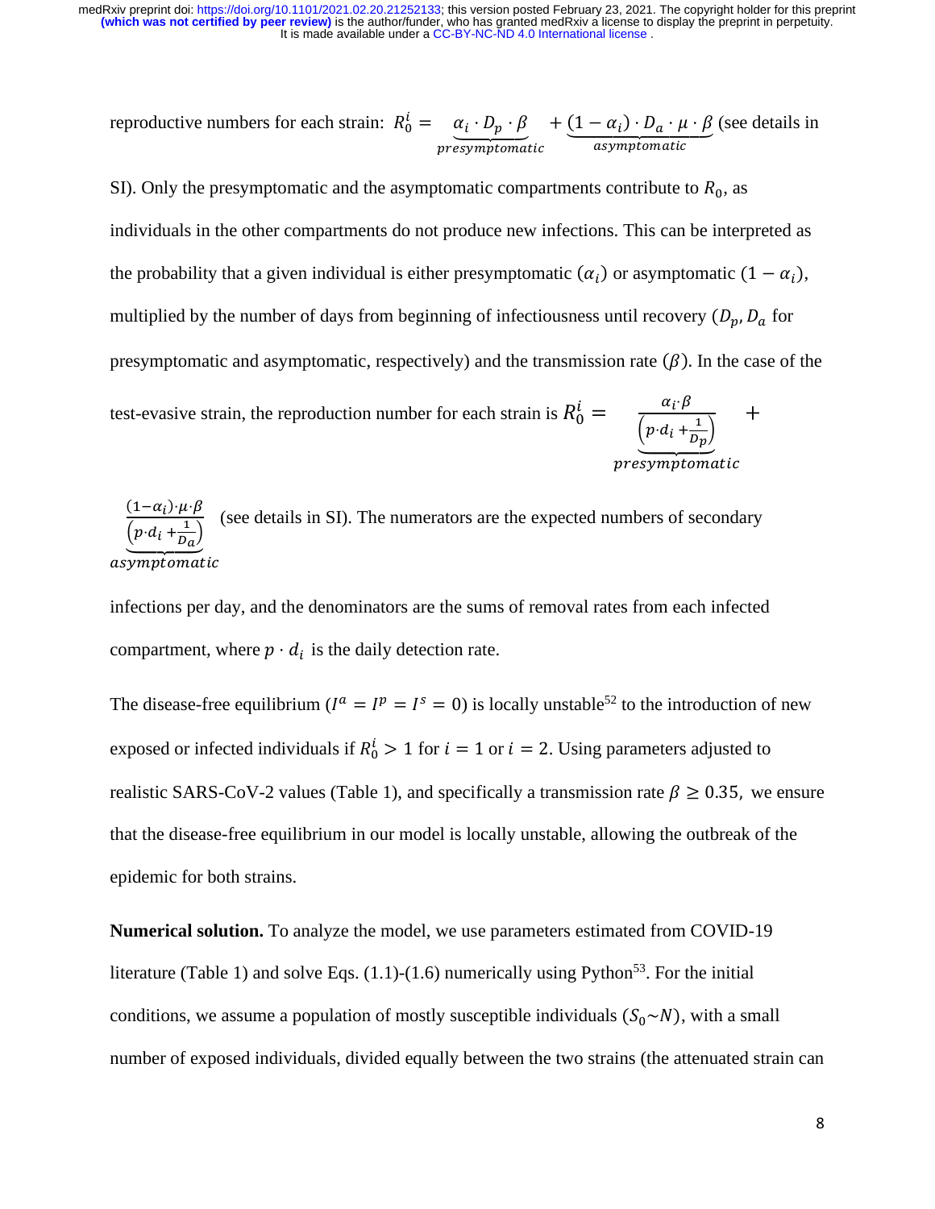reproductive numbers for each strain: $R_0^i = \underbrace{\alpha_i \cdot D_p \cdot \beta}_{presymptomatic} + \underbrace{(1-\alpha_i) \cdot D_a \cdot \mu \cdot \beta}_{asymptomatic}$ (see details in SI). Only the presymptomatic and the asymptomatic compartments contribute to $R_0$, as individuals in the other compartments do not produce new infections. This can be interpreted as the probability that a given individual is either presymptomatic ($\alpha_i$) or asymptomatic ($1-\alpha_i$), multiplied by the number of days from beginning of infectiousness until recovery ($D_p, D_a$ for presymptomatic and asymptomatic, respectively) and the transmission rate ($\beta$). In the case of the test-evasive strain, the reproduction number for each strain is $R_0^i = \underbrace{\frac{\alpha_i \cdot \beta}{\left(p \cdot d_i + \frac{1}{D_p}\right)}}_{presymptomatic} + \underbrace{\frac{(1-\alpha_i) \cdot \mu \cdot \beta}{\left(p \cdot d_i + \frac{1}{D_a}\right)}}_{asymptomatic}$ (see details in SI). The numerators are the expected numbers of secondary infections per day, and the denominators are the sums of removal rates from each infected compartment, where $p \cdot d_i$ is the daily detection rate.

The disease-free equilibrium ($I^a = I^p = I^s = 0$) is locally unstable[52] to the introduction of new exposed or infected individuals if $R_0^i > 1$ for $i = 1$ or $i = 2$. Using parameters adjusted to realistic SARS-CoV-2 values (Table 1), and specifically a transmission rate $\beta \geq 0.35$, we ensure that the disease-free equilibrium in our model is locally unstable, allowing the outbreak of the epidemic for both strains.

**Numerical solution.** To analyze the model, we use parameters estimated from COVID-19 literature (Table 1) and solve Eqs. (1.1)-(1.6) numerically using Python[53]. For the initial conditions, we assume a population of mostly susceptible individuals ($S_0 \sim N$), with a small number of exposed individuals, divided equally between the two strains (the attenuated strain can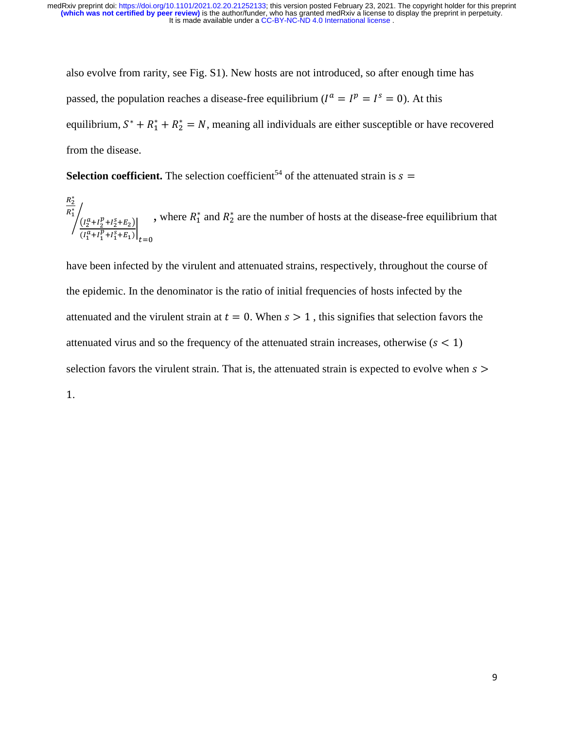also evolve from rarity, see Fig. S1). New hosts are not introduced, so after enough time has passed, the population reaches a disease-free equilibrium ($I^a = I^p = I^s = 0$). At this equilibrium, $S^* + R_1^* + R_2^* = N$, meaning all individuals are either susceptible or have recovered from the disease.

**Selection coefficient.** The selection coefficient[54] of the attenuated strain is $s = \frac{R_2^*}{R_1^*} \Big/ \left.\frac{(I_2^a + I_2^p + I_2^s + E_2)}{(I_1^a + I_1^p + I_1^s + E_1)}\right|_{t=0}$, where $R_1^*$ and $R_2^*$ are the number of hosts at the disease-free equilibrium that have been infected by the virulent and attenuated strains, respectively, throughout the course of the epidemic. In the denominator is the ratio of initial frequencies of hosts infected by the attenuated and the virulent strain at $t = 0$. When $s > 1$, this signifies that selection favors the attenuated virus and so the frequency of the attenuated strain increases, otherwise ($s < 1$) selection favors the virulent strain. That is, the attenuated strain is expected to evolve when $s > 1$.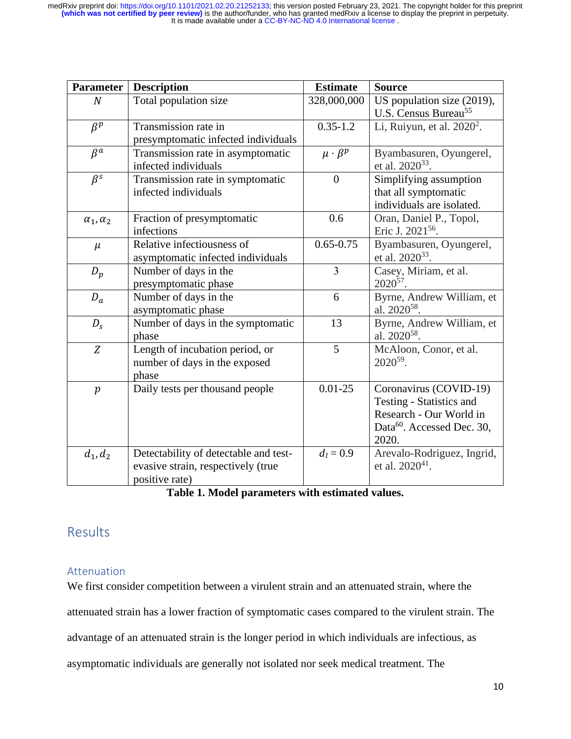| Parameter | Description | Estimate | Source |
|---|---|---|---|
| $N$ | Total population size | 328,000,000 | US population size (2019), U.S. Census Bureau[55] |
| $\beta^p$ | Transmission rate in presymptomatic infected individuals | 0.35-1.2 | Li, Ruiyun, et al. 2020[2]. |
| $\beta^a$ | Transmission rate in asymptomatic infected individuals | $\mu \cdot \beta^p$ | Byambasuren, Oyungerel, et al. 2020[33]. |
| $\beta^s$ | Transmission rate in symptomatic infected individuals | 0 | Simplifying assumption that all symptomatic individuals are isolated. |
| $\alpha_1, \alpha_2$ | Fraction of presymptomatic infections | 0.6 | Oran, Daniel P., Topol, Eric J. 2021[56]. |
| $\mu$ | Relative infectiousness of asymptomatic infected individuals | 0.65-0.75 | Byambasuren, Oyungerel, et al. 2020[33]. |
| $D_p$ | Number of days in the presymptomatic phase | 3 | Casey, Miriam, et al. 2020[57]. |
| $D_a$ | Number of days in the asymptomatic phase | 6 | Byrne, Andrew William, et al. 2020[58]. |
| $D_s$ | Number of days in the symptomatic phase | 13 | Byrne, Andrew William, et al. 2020[58]. |
| $Z$ | Length of incubation period, or number of days in the exposed phase | 5 | McAloon, Conor, et al. 2020[59]. |
| $p$ | Daily tests per thousand people | 0.01-25 | Coronavirus (COVID-19) Testing - Statistics and Research - Our World in Data[60]. Accessed Dec. 30, 2020. |
| $d_1, d_2$ | Detectability of detectable and test-evasive strain, respectively (true positive rate) | $d_1 = 0.9$ | Arevalo-Rodriguez, Ingrid, et al. 2020[41]. |

**Table 1. Model parameters with estimated values.**

## Results

### Attenuation

We first consider competition between a virulent strain and an attenuated strain, where the attenuated strain has a lower fraction of symptomatic cases compared to the virulent strain. The advantage of an attenuated strain is the longer period in which individuals are infectious, as asymptomatic individuals are generally not isolated nor seek medical treatment. The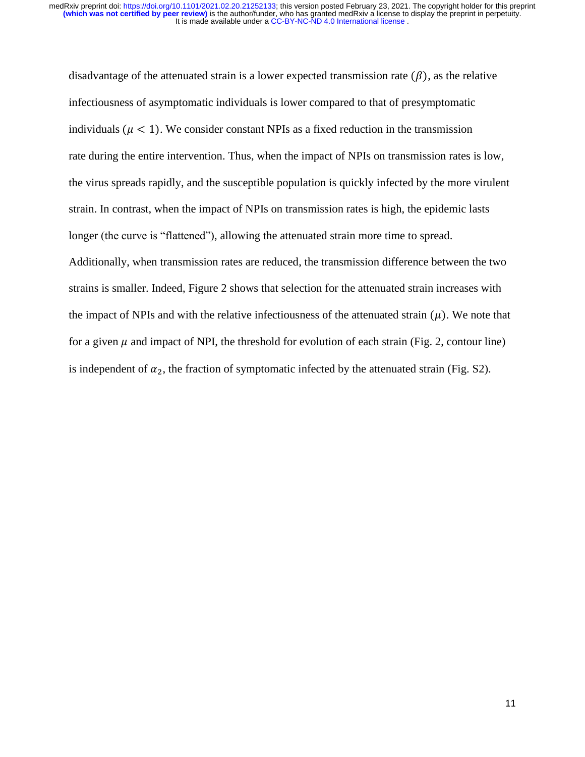disadvantage of the attenuated strain is a lower expected transmission rate ($\beta$), as the relative infectiousness of asymptomatic individuals is lower compared to that of presymptomatic individuals ($\mu < 1$). We consider constant NPIs as a fixed reduction in the transmission rate during the entire intervention. Thus, when the impact of NPIs on transmission rates is low, the virus spreads rapidly, and the susceptible population is quickly infected by the more virulent strain. In contrast, when the impact of NPIs on transmission rates is high, the epidemic lasts longer (the curve is "flattened"), allowing the attenuated strain more time to spread. Additionally, when transmission rates are reduced, the transmission difference between the two strains is smaller. Indeed, Figure 2 shows that selection for the attenuated strain increases with the impact of NPIs and with the relative infectiousness of the attenuated strain ($\mu$). We note that for a given $\mu$ and impact of NPI, the threshold for evolution of each strain (Fig. 2, contour line) is independent of $\alpha_2$, the fraction of symptomatic infected by the attenuated strain (Fig. S2).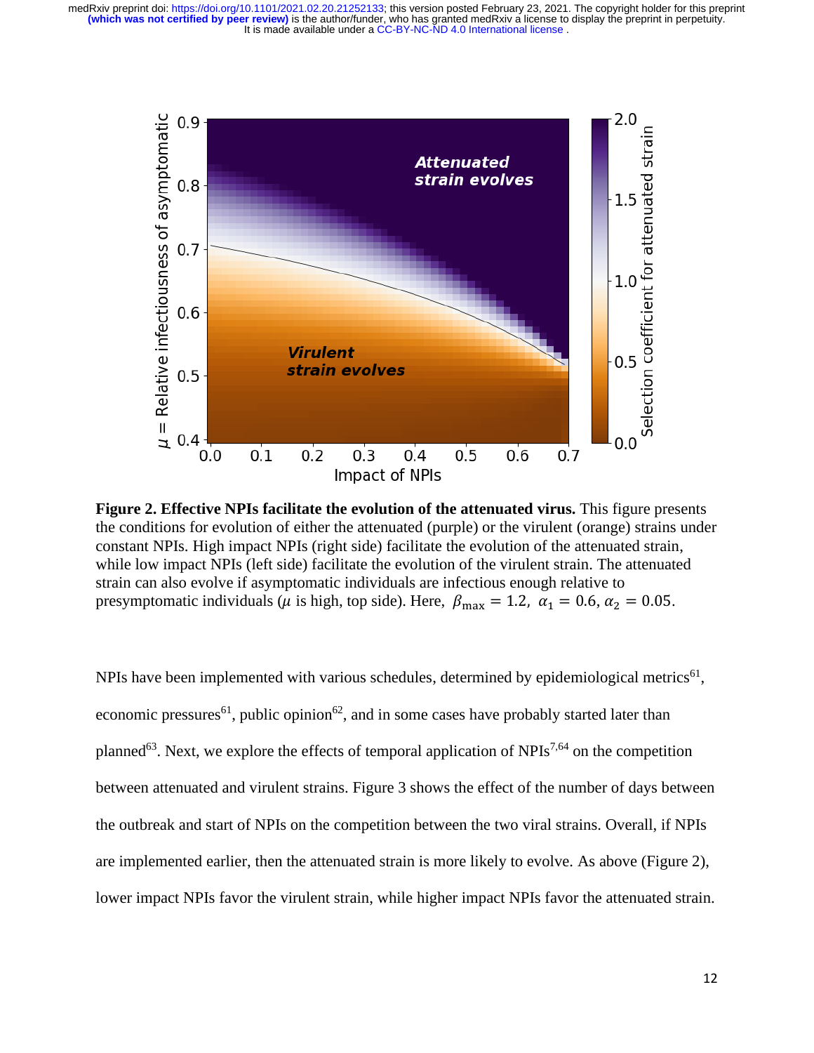**Figure 2. Effective NPIs facilitate the evolution of the attenuated virus.** This figure presents the conditions for evolution of either the attenuated (purple) or the virulent (orange) strains under constant NPIs. High impact NPIs (right side) facilitate the evolution of the attenuated strain, while low impact NPIs (left side) facilitate the evolution of the virulent strain. The attenuated strain can also evolve if asymptomatic individuals are infectious enough relative to presymptomatic individuals ($\mu$ is high, top side). Here, $\beta_{\max} = 1.2,\ \alpha_1 = 0.6,\ \alpha_2 = 0.05$.

NPIs have been implemented with various schedules, determined by epidemiological metrics[61], economic pressures[61], public opinion[62], and in some cases have probably started later than planned[63]. Next, we explore the effects of temporal application of NPIs[7,64] on the competition between attenuated and virulent strains. Figure 3 shows the effect of the number of days between the outbreak and start of NPIs on the competition between the two viral strains. Overall, if NPIs are implemented earlier, then the attenuated strain is more likely to evolve. As above (Figure 2), lower impact NPIs favor the virulent strain, while higher impact NPIs favor the attenuated strain.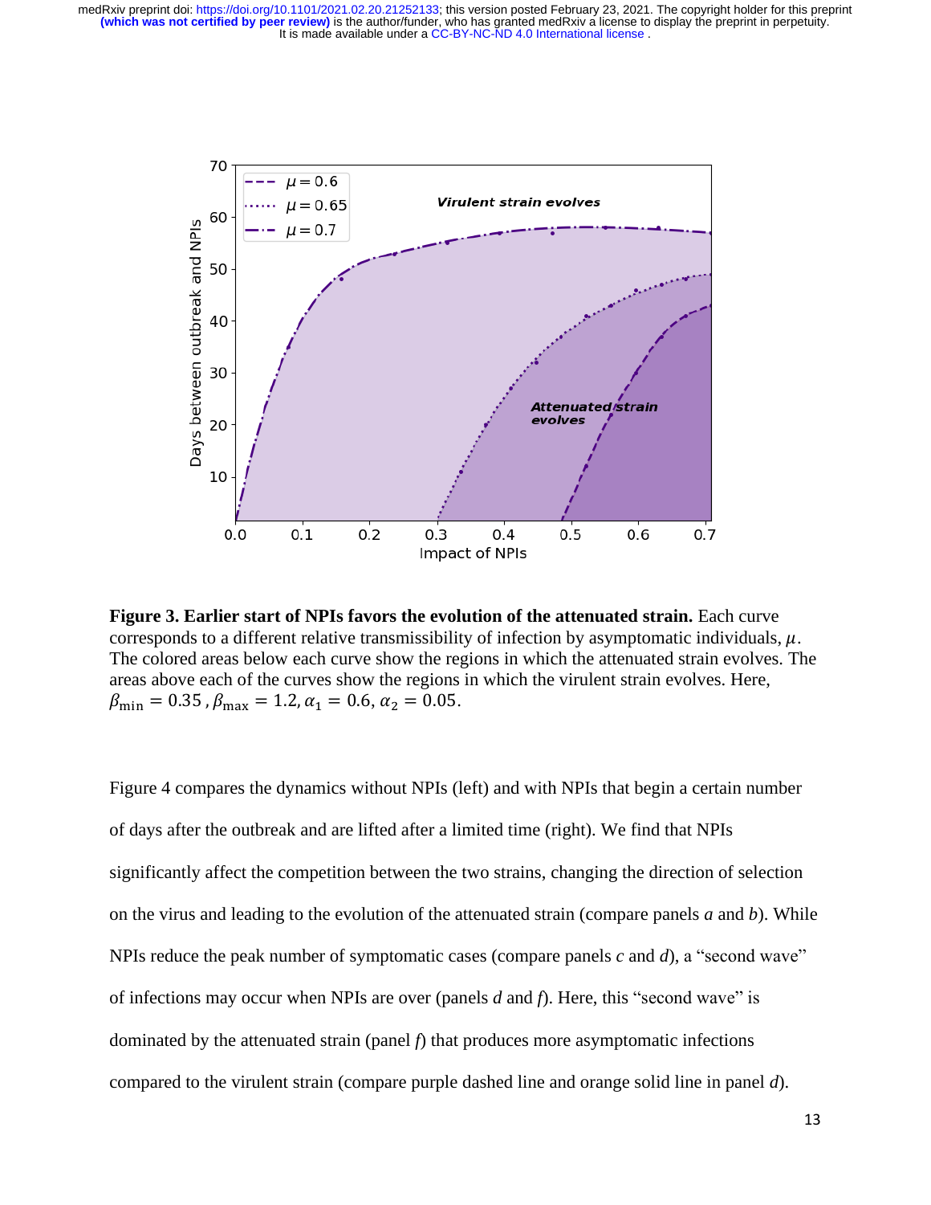**Figure 3. Earlier start of NPIs favors the evolution of the attenuated strain.** Each curve corresponds to a different relative transmissibility of infection by asymptomatic individuals, $\mu$. The colored areas below each curve show the regions in which the attenuated strain evolves. The areas above each of the curves show the regions in which the virulent strain evolves. Here, $\beta_{\min} = 0.35$, $\beta_{\max} = 1.2$, $\alpha_1 = 0.6$, $\alpha_2 = 0.05$.

Figure 4 compares the dynamics without NPIs (left) and with NPIs that begin a certain number of days after the outbreak and are lifted after a limited time (right). We find that NPIs significantly affect the competition between the two strains, changing the direction of selection on the virus and leading to the evolution of the attenuated strain (compare panels *a* and *b*). While NPIs reduce the peak number of symptomatic cases (compare panels *c* and *d*), a "second wave" of infections may occur when NPIs are over (panels *d* and *f*). Here, this "second wave" is dominated by the attenuated strain (panel *f*) that produces more asymptomatic infections compared to the virulent strain (compare purple dashed line and orange solid line in panel *d*).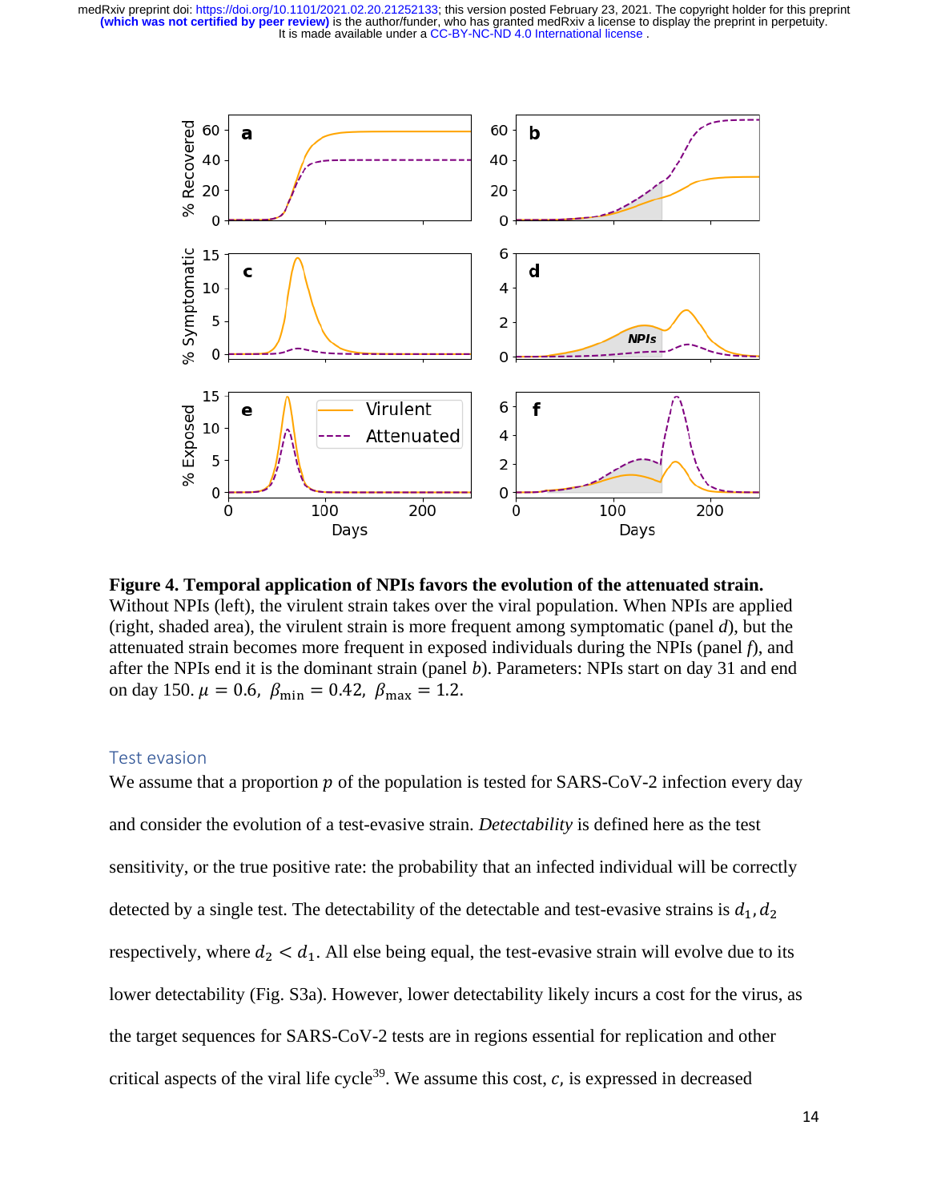**Figure 4. Temporal application of NPIs favors the evolution of the attenuated strain.** Without NPIs (left), the virulent strain takes over the viral population. When NPIs are applied (right, shaded area), the virulent strain is more frequent among symptomatic (panel *d*), but the attenuated strain becomes more frequent in exposed individuals during the NPIs (panel *f*), and after the NPIs end it is the dominant strain (panel *b*). Parameters: NPIs start on day 31 and end on day 150. $\mu = 0.6$, $\beta_{\min} = 0.42$, $\beta_{\max} = 1.2$.

## Test evasion

We assume that a proportion $p$ of the population is tested for SARS-CoV-2 infection every day and consider the evolution of a test-evasive strain. *Detectability* is defined here as the test sensitivity, or the true positive rate: the probability that an infected individual will be correctly detected by a single test. The detectability of the detectable and test-evasive strains is $d_1, d_2$ respectively, where $d_2 < d_1$. All else being equal, the test-evasive strain will evolve due to its lower detectability (Fig. S3a). However, lower detectability likely incurs a cost for the virus, as the target sequences for SARS-CoV-2 tests are in regions essential for replication and other critical aspects of the viral life cycle[39]. We assume this cost, $c$, is expressed in decreased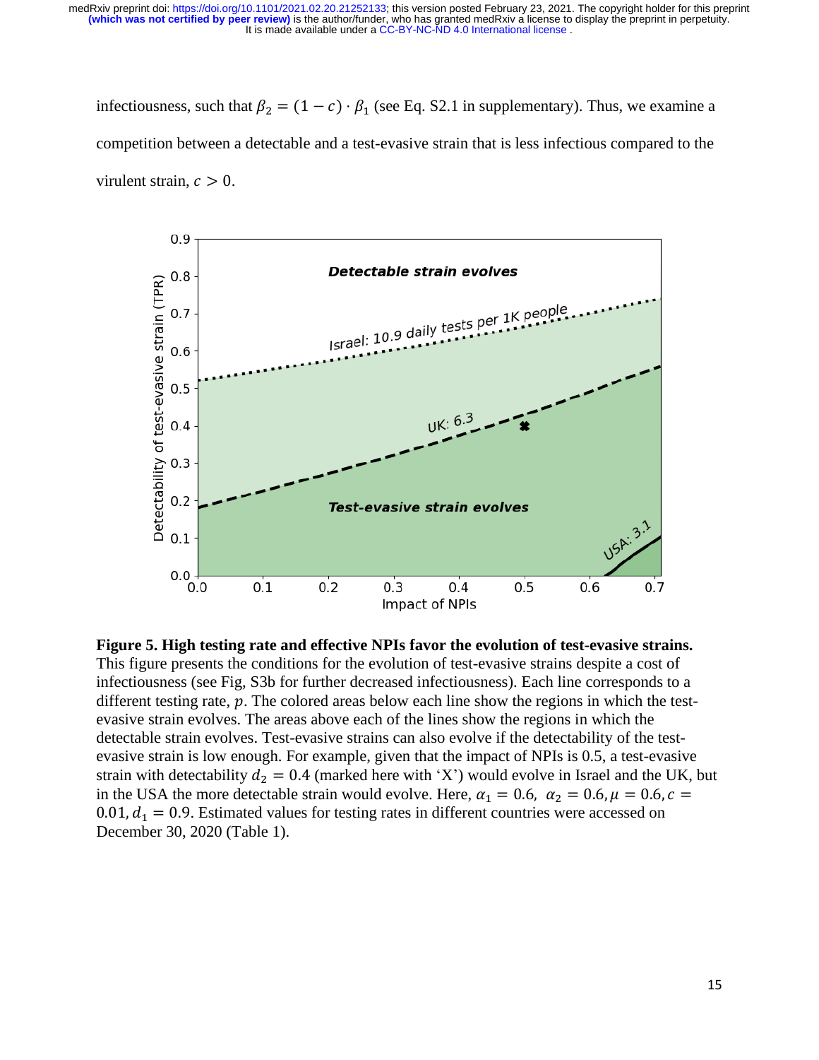infectiousness, such that $\beta_2 = (1 - c) \cdot \beta_1$ (see Eq. S2.1 in supplementary). Thus, we examine a competition between a detectable and a test-evasive strain that is less infectious compared to the virulent strain, $c > 0$.

**Figure 5. High testing rate and effective NPIs favor the evolution of test-evasive strains.** This figure presents the conditions for the evolution of test-evasive strains despite a cost of infectiousness (see Fig, S3b for further decreased infectiousness). Each line corresponds to a different testing rate, $p$. The colored areas below each line show the regions in which the test-evasive strain evolves. The areas above each of the lines show the regions in which the detectable strain evolves. Test-evasive strains can also evolve if the detectability of the test-evasive strain is low enough. For example, given that the impact of NPIs is 0.5, a test-evasive strain with detectability $d_2 = 0.4$ (marked here with 'X') would evolve in Israel and the UK, but in the USA the more detectable strain would evolve. Here, $\alpha_1 = 0.6$, $\alpha_2 = 0.6$, $\mu = 0.6$, $c = 0.01$, $d_1 = 0.9$. Estimated values for testing rates in different countries were accessed on December 30, 2020 (Table 1).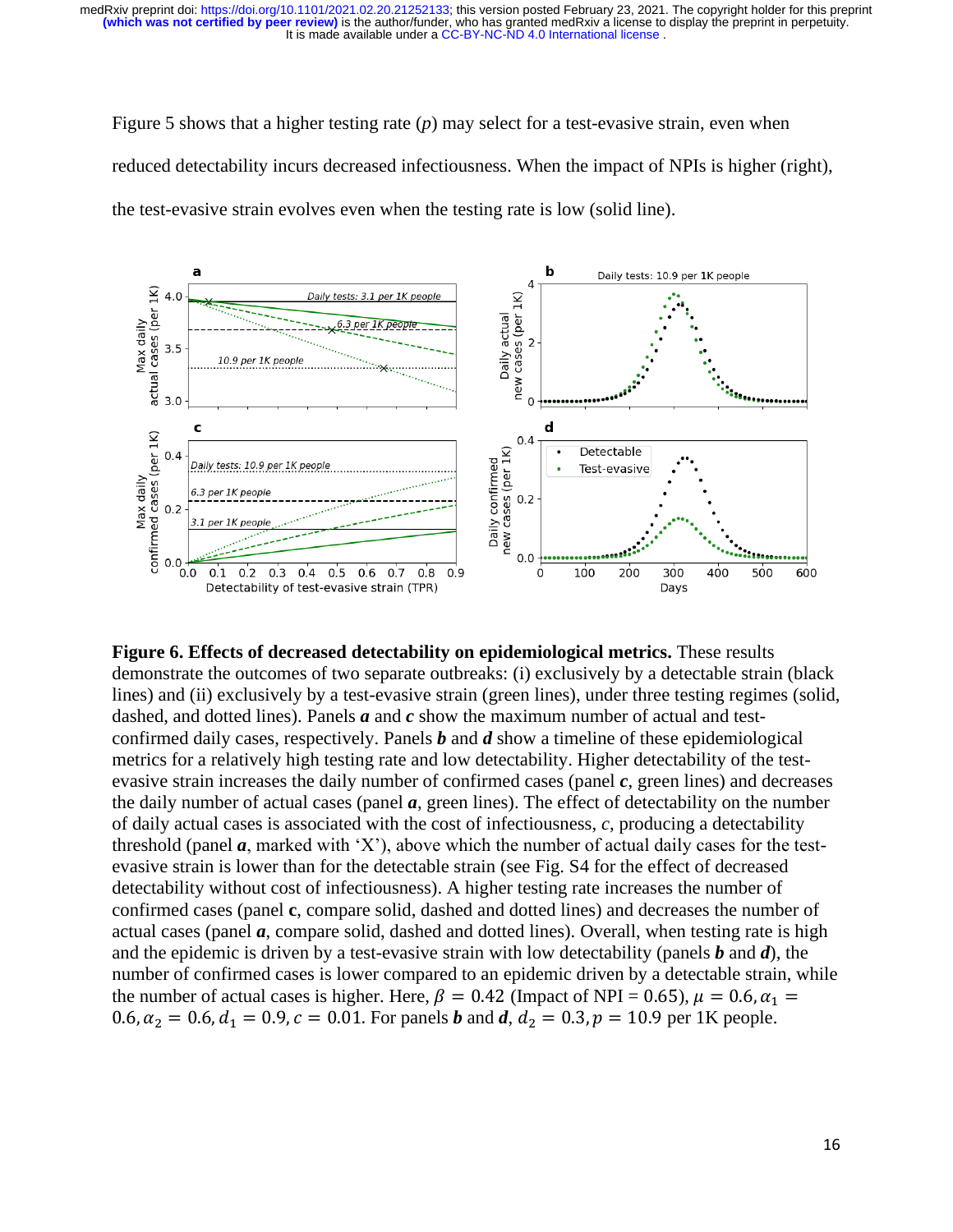Figure 5 shows that a higher testing rate ($p$) may select for a test-evasive strain, even when reduced detectability incurs decreased infectiousness. When the impact of NPIs is higher (right), the test-evasive strain evolves even when the testing rate is low (solid line).

**Figure 6. Effects of decreased detectability on epidemiological metrics.** These results demonstrate the outcomes of two separate outbreaks: (i) exclusively by a detectable strain (black lines) and (ii) exclusively by a test-evasive strain (green lines), under three testing regimes (solid, dashed, and dotted lines). Panels ***a*** and ***c*** show the maximum number of actual and test-confirmed daily cases, respectively. Panels ***b*** and ***d*** show a timeline of these epidemiological metrics for a relatively high testing rate and low detectability. Higher detectability of the test-evasive strain increases the daily number of confirmed cases (panel ***c***, green lines) and decreases the daily number of actual cases (panel ***a***, green lines). The effect of detectability on the number of daily actual cases is associated with the cost of infectiousness, $c$, producing a detectability threshold (panel ***a***, marked with 'X'), above which the number of actual daily cases for the test-evasive strain is lower than for the detectable strain (see Fig. S4 for the effect of decreased detectability without cost of infectiousness). A higher testing rate increases the number of confirmed cases (panel **c**, compare solid, dashed and dotted lines) and decreases the number of actual cases (panel ***a***, compare solid, dashed and dotted lines). Overall, when testing rate is high and the epidemic is driven by a test-evasive strain with low detectability (panels ***b*** and ***d***), the number of confirmed cases is lower compared to an epidemic driven by a detectable strain, while the number of actual cases is higher. Here, $\beta = 0.42$ (Impact of NPI = 0.65), $\mu = 0.6, \alpha_1 = 0.6, \alpha_2 = 0.6, d_1 = 0.9, c = 0.01$. For panels ***b*** and ***d***, $d_2 = 0.3, p = 10.9$ per 1K people.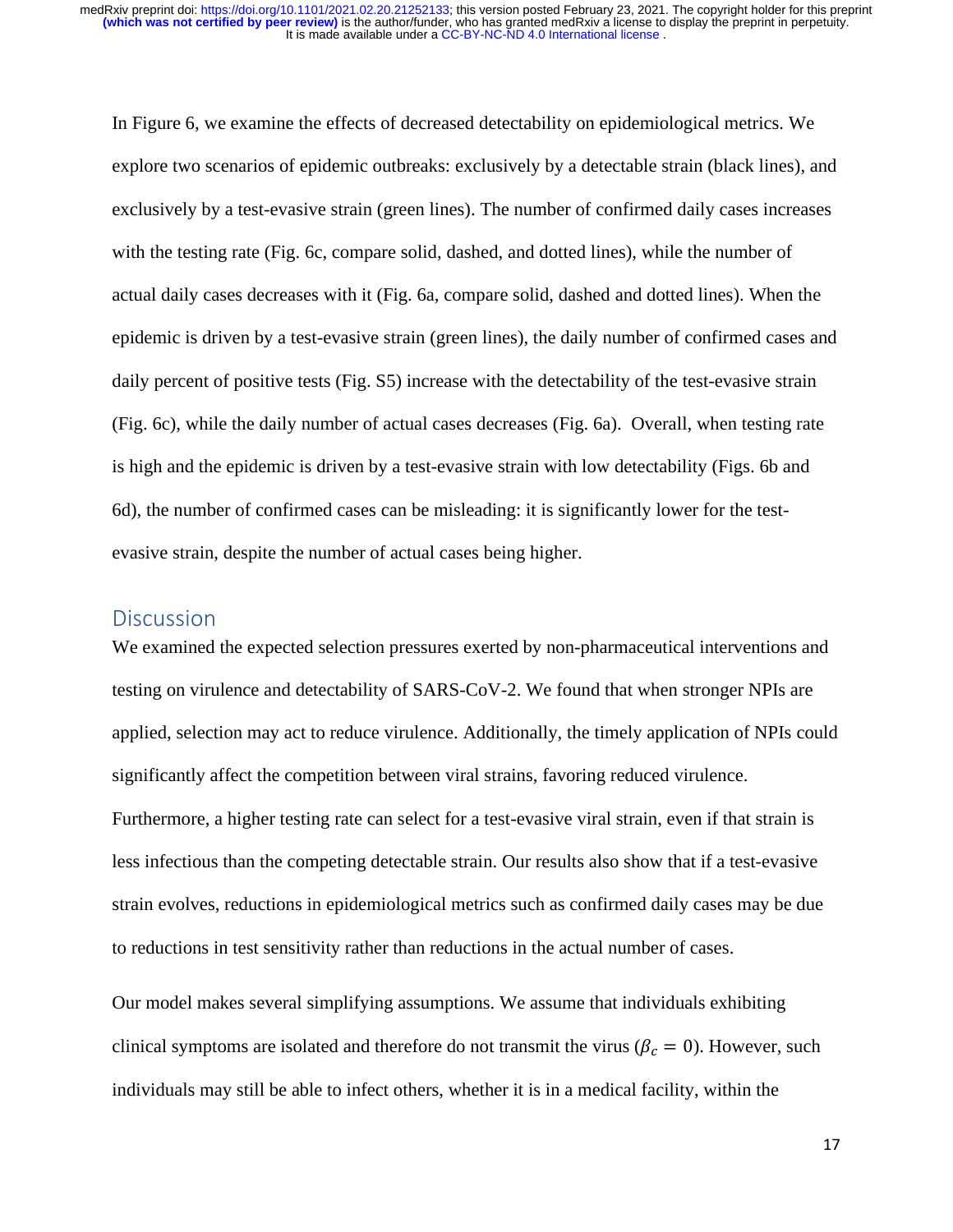In Figure 6, we examine the effects of decreased detectability on epidemiological metrics. We explore two scenarios of epidemic outbreaks: exclusively by a detectable strain (black lines), and exclusively by a test-evasive strain (green lines). The number of confirmed daily cases increases with the testing rate (Fig. 6c, compare solid, dashed, and dotted lines), while the number of actual daily cases decreases with it (Fig. 6a, compare solid, dashed and dotted lines). When the epidemic is driven by a test-evasive strain (green lines), the daily number of confirmed cases and daily percent of positive tests (Fig. S5) increase with the detectability of the test-evasive strain (Fig. 6c), while the daily number of actual cases decreases (Fig. 6a). Overall, when testing rate is high and the epidemic is driven by a test-evasive strain with low detectability (Figs. 6b and 6d), the number of confirmed cases can be misleading: it is significantly lower for the test-evasive strain, despite the number of actual cases being higher.

## Discussion

We examined the expected selection pressures exerted by non-pharmaceutical interventions and testing on virulence and detectability of SARS-CoV-2. We found that when stronger NPIs are applied, selection may act to reduce virulence. Additionally, the timely application of NPIs could significantly affect the competition between viral strains, favoring reduced virulence. Furthermore, a higher testing rate can select for a test-evasive viral strain, even if that strain is less infectious than the competing detectable strain. Our results also show that if a test-evasive strain evolves, reductions in epidemiological metrics such as confirmed daily cases may be due to reductions in test sensitivity rather than reductions in the actual number of cases.

Our model makes several simplifying assumptions. We assume that individuals exhibiting clinical symptoms are isolated and therefore do not transmit the virus ($\beta_c = 0$). However, such individuals may still be able to infect others, whether it is in a medical facility, within the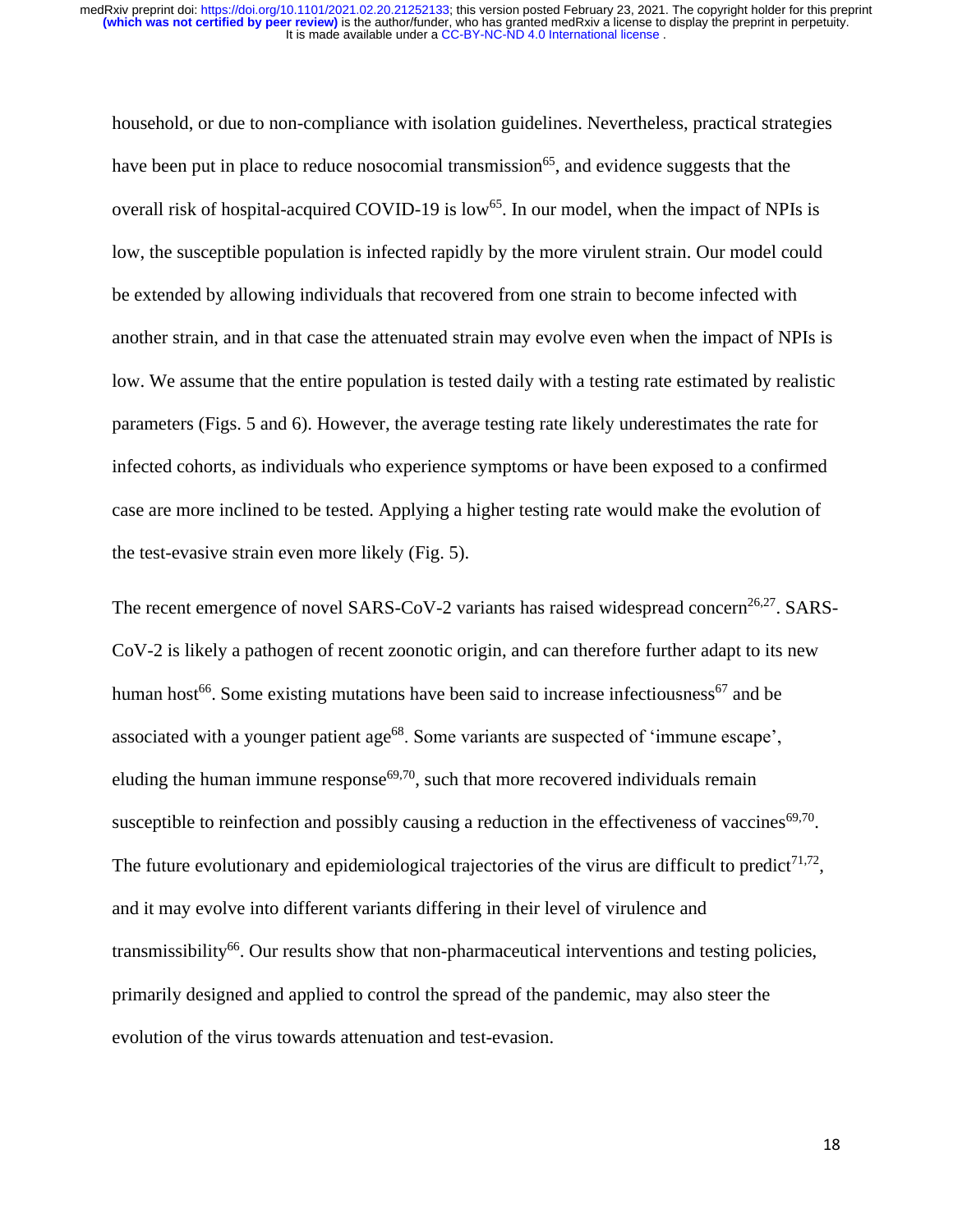household, or due to non-compliance with isolation guidelines. Nevertheless, practical strategies have been put in place to reduce nosocomial transmission[65], and evidence suggests that the overall risk of hospital-acquired COVID-19 is low[65]. In our model, when the impact of NPIs is low, the susceptible population is infected rapidly by the more virulent strain. Our model could be extended by allowing individuals that recovered from one strain to become infected with another strain, and in that case the attenuated strain may evolve even when the impact of NPIs is low. We assume that the entire population is tested daily with a testing rate estimated by realistic parameters (Figs. 5 and 6). However, the average testing rate likely underestimates the rate for infected cohorts, as individuals who experience symptoms or have been exposed to a confirmed case are more inclined to be tested. Applying a higher testing rate would make the evolution of the test-evasive strain even more likely (Fig. 5).

The recent emergence of novel SARS-CoV-2 variants has raised widespread concern[26,27]. SARS-CoV-2 is likely a pathogen of recent zoonotic origin, and can therefore further adapt to its new human host[66]. Some existing mutations have been said to increase infectiousness[67] and be associated with a younger patient age[68]. Some variants are suspected of 'immune escape', eluding the human immune response[69,70], such that more recovered individuals remain susceptible to reinfection and possibly causing a reduction in the effectiveness of vaccines[69,70]. The future evolutionary and epidemiological trajectories of the virus are difficult to predict[71,72], and it may evolve into different variants differing in their level of virulence and transmissibility[66]. Our results show that non-pharmaceutical interventions and testing policies, primarily designed and applied to control the spread of the pandemic, may also steer the evolution of the virus towards attenuation and test-evasion.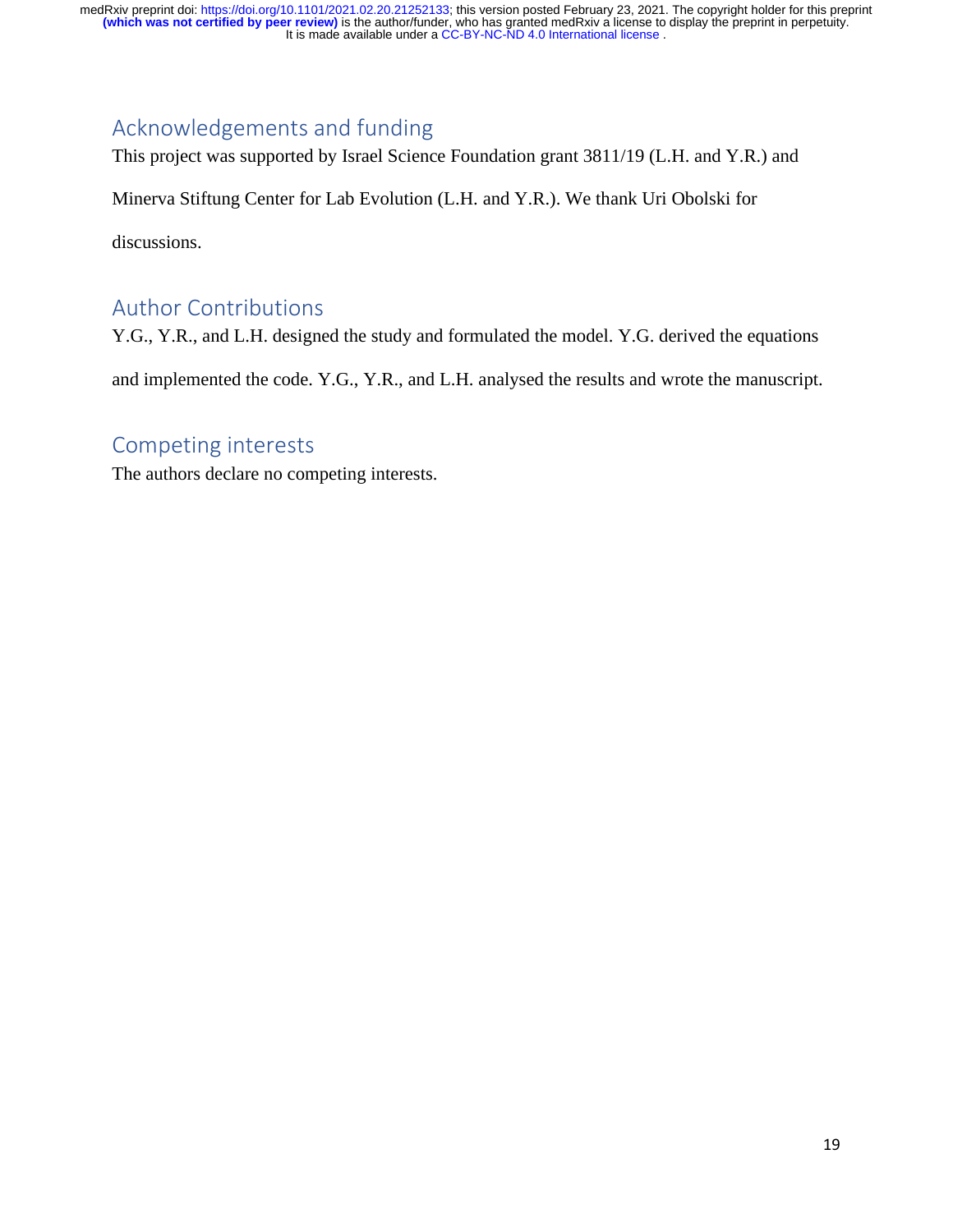## Acknowledgements and funding

This project was supported by Israel Science Foundation grant 3811/19 (L.H. and Y.R.) and Minerva Stiftung Center for Lab Evolution (L.H. and Y.R.). We thank Uri Obolski for discussions.

## Author Contributions

Y.G., Y.R., and L.H. designed the study and formulated the model. Y.G. derived the equations and implemented the code. Y.G., Y.R., and L.H. analysed the results and wrote the manuscript.

## Competing interests

The authors declare no competing interests.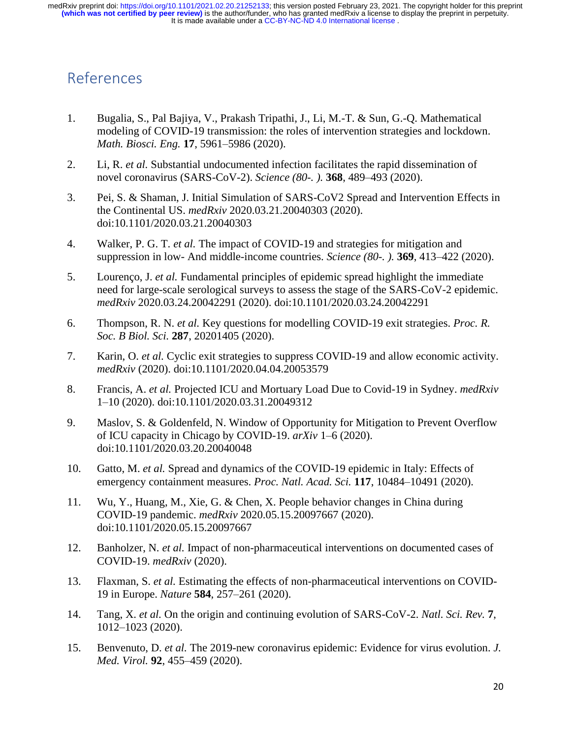## References

1. Bugalia, S., Pal Bajiya, V., Prakash Tripathi, J., Li, M.-T. & Sun, G.-Q. Mathematical modeling of COVID-19 transmission: the roles of intervention strategies and lockdown. *Math. Biosci. Eng.* **17**, 5961–5986 (2020).

2. Li, R. *et al.* Substantial undocumented infection facilitates the rapid dissemination of novel coronavirus (SARS-CoV-2). *Science (80-. ).* **368**, 489–493 (2020).

3. Pei, S. & Shaman, J. Initial Simulation of SARS-CoV2 Spread and Intervention Effects in the Continental US. *medRxiv* 2020.03.21.20040303 (2020). doi:10.1101/2020.03.21.20040303

4. Walker, P. G. T. *et al.* The impact of COVID-19 and strategies for mitigation and suppression in low- And middle-income countries. *Science (80-. ).* **369**, 413–422 (2020).

5. Lourenço, J. *et al.* Fundamental principles of epidemic spread highlight the immediate need for large-scale serological surveys to assess the stage of the SARS-CoV-2 epidemic. *medRxiv* 2020.03.24.20042291 (2020). doi:10.1101/2020.03.24.20042291

6. Thompson, R. N. *et al.* Key questions for modelling COVID-19 exit strategies. *Proc. R. Soc. B Biol. Sci.* **287**, 20201405 (2020).

7. Karin, O. *et al.* Cyclic exit strategies to suppress COVID-19 and allow economic activity. *medRxiv* (2020). doi:10.1101/2020.04.04.20053579

8. Francis, A. *et al.* Projected ICU and Mortuary Load Due to Covid-19 in Sydney. *medRxiv* 1–10 (2020). doi:10.1101/2020.03.31.20049312

9. Maslov, S. & Goldenfeld, N. Window of Opportunity for Mitigation to Prevent Overflow of ICU capacity in Chicago by COVID-19. *arXiv* 1–6 (2020). doi:10.1101/2020.03.20.20040048

10. Gatto, M. *et al.* Spread and dynamics of the COVID-19 epidemic in Italy: Effects of emergency containment measures. *Proc. Natl. Acad. Sci.* **117**, 10484–10491 (2020).

11. Wu, Y., Huang, M., Xie, G. & Chen, X. People behavior changes in China during COVID-19 pandemic. *medRxiv* 2020.05.15.20097667 (2020). doi:10.1101/2020.05.15.20097667

12. Banholzer, N. *et al.* Impact of non-pharmaceutical interventions on documented cases of COVID-19. *medRxiv* (2020).

13. Flaxman, S. *et al.* Estimating the effects of non-pharmaceutical interventions on COVID-19 in Europe. *Nature* **584**, 257–261 (2020).

14. Tang, X. *et al.* On the origin and continuing evolution of SARS-CoV-2. *Natl. Sci. Rev.* **7**, 1012–1023 (2020).

15. Benvenuto, D. *et al.* The 2019-new coronavirus epidemic: Evidence for virus evolution. *J. Med. Virol.* **92**, 455–459 (2020).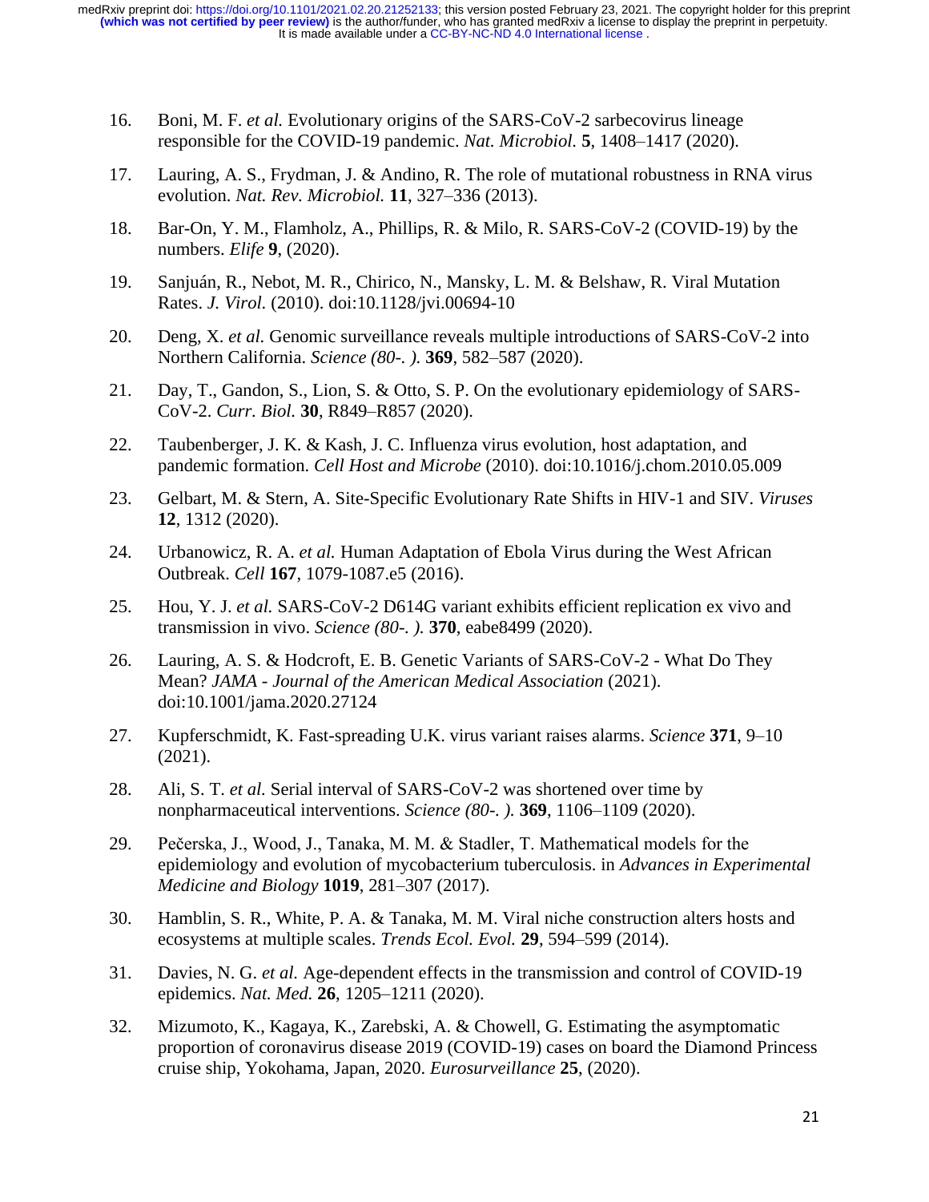16. Boni, M. F. *et al.* Evolutionary origins of the SARS-CoV-2 sarbecovirus lineage responsible for the COVID-19 pandemic. *Nat. Microbiol.* **5**, 1408–1417 (2020).

17. Lauring, A. S., Frydman, J. & Andino, R. The role of mutational robustness in RNA virus evolution. *Nat. Rev. Microbiol.* **11**, 327–336 (2013).

18. Bar-On, Y. M., Flamholz, A., Phillips, R. & Milo, R. SARS-CoV-2 (COVID-19) by the numbers. *Elife* **9**, (2020).

19. Sanjuán, R., Nebot, M. R., Chirico, N., Mansky, L. M. & Belshaw, R. Viral Mutation Rates. *J. Virol.* (2010). doi:10.1128/jvi.00694-10

20. Deng, X. *et al.* Genomic surveillance reveals multiple introductions of SARS-CoV-2 into Northern California. *Science (80-. ).* **369**, 582–587 (2020).

21. Day, T., Gandon, S., Lion, S. & Otto, S. P. On the evolutionary epidemiology of SARS-CoV-2. *Curr. Biol.* **30**, R849–R857 (2020).

22. Taubenberger, J. K. & Kash, J. C. Influenza virus evolution, host adaptation, and pandemic formation. *Cell Host and Microbe* (2010). doi:10.1016/j.chom.2010.05.009

23. Gelbart, M. & Stern, A. Site-Specific Evolutionary Rate Shifts in HIV-1 and SIV. *Viruses* **12**, 1312 (2020).

24. Urbanowicz, R. A. *et al.* Human Adaptation of Ebola Virus during the West African Outbreak. *Cell* **167**, 1079-1087.e5 (2016).

25. Hou, Y. J. *et al.* SARS-CoV-2 D614G variant exhibits efficient replication ex vivo and transmission in vivo. *Science (80-. ).* **370**, eabe8499 (2020).

26. Lauring, A. S. & Hodcroft, E. B. Genetic Variants of SARS-CoV-2 - What Do They Mean? *JAMA - Journal of the American Medical Association* (2021). doi:10.1001/jama.2020.27124

27. Kupferschmidt, K. Fast-spreading U.K. virus variant raises alarms. *Science* **371**, 9–10 (2021).

28. Ali, S. T. *et al.* Serial interval of SARS-CoV-2 was shortened over time by nonpharmaceutical interventions. *Science (80-. ).* **369**, 1106–1109 (2020).

29. Pečerska, J., Wood, J., Tanaka, M. M. & Stadler, T. Mathematical models for the epidemiology and evolution of mycobacterium tuberculosis. in *Advances in Experimental Medicine and Biology* **1019**, 281–307 (2017).

30. Hamblin, S. R., White, P. A. & Tanaka, M. M. Viral niche construction alters hosts and ecosystems at multiple scales. *Trends Ecol. Evol.* **29**, 594–599 (2014).

31. Davies, N. G. *et al.* Age-dependent effects in the transmission and control of COVID-19 epidemics. *Nat. Med.* **26**, 1205–1211 (2020).

32. Mizumoto, K., Kagaya, K., Zarebski, A. & Chowell, G. Estimating the asymptomatic proportion of coronavirus disease 2019 (COVID-19) cases on board the Diamond Princess cruise ship, Yokohama, Japan, 2020. *Eurosurveillance* **25**, (2020).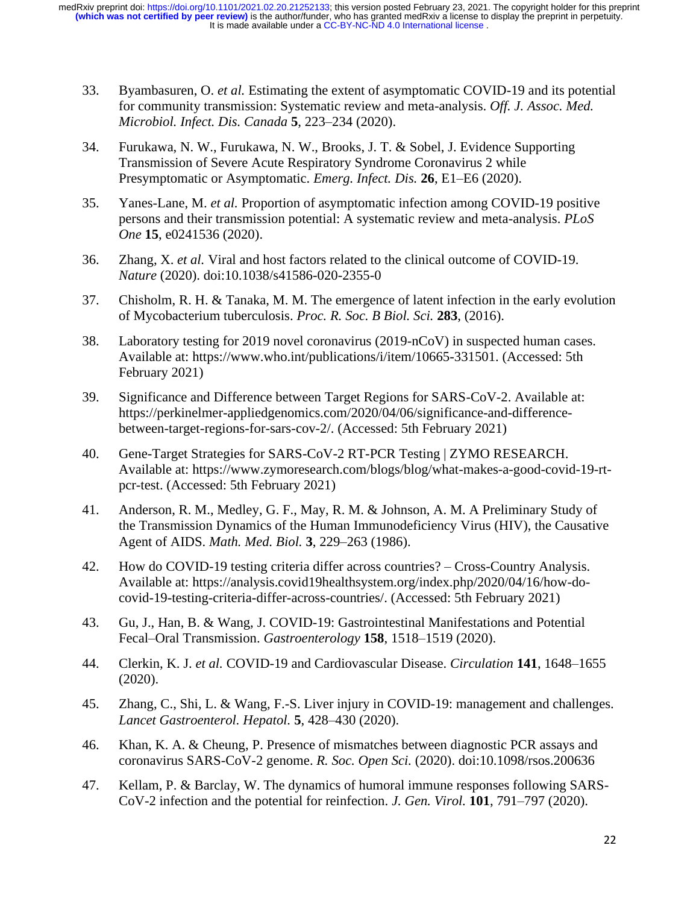33. Byambasuren, O. *et al.* Estimating the extent of asymptomatic COVID-19 and its potential for community transmission: Systematic review and meta-analysis. *Off. J. Assoc. Med. Microbiol. Infect. Dis. Canada* **5**, 223–234 (2020).

34. Furukawa, N. W., Furukawa, N. W., Brooks, J. T. & Sobel, J. Evidence Supporting Transmission of Severe Acute Respiratory Syndrome Coronavirus 2 while Presymptomatic or Asymptomatic. *Emerg. Infect. Dis.* **26**, E1–E6 (2020).

35. Yanes-Lane, M. *et al.* Proportion of asymptomatic infection among COVID-19 positive persons and their transmission potential: A systematic review and meta-analysis. *PLoS One* **15**, e0241536 (2020).

36. Zhang, X. *et al.* Viral and host factors related to the clinical outcome of COVID-19. *Nature* (2020). doi:10.1038/s41586-020-2355-0

37. Chisholm, R. H. & Tanaka, M. M. The emergence of latent infection in the early evolution of Mycobacterium tuberculosis. *Proc. R. Soc. B Biol. Sci.* **283**, (2016).

38. Laboratory testing for 2019 novel coronavirus (2019-nCoV) in suspected human cases. Available at: https://www.who.int/publications/i/item/10665-331501. (Accessed: 5th February 2021)

39. Significance and Difference between Target Regions for SARS-CoV-2. Available at: https://perkinelmer-appliedgenomics.com/2020/04/06/significance-and-difference-between-target-regions-for-sars-cov-2/. (Accessed: 5th February 2021)

40. Gene-Target Strategies for SARS-CoV-2 RT-PCR Testing | ZYMO RESEARCH. Available at: https://www.zymoresearch.com/blogs/blog/what-makes-a-good-covid-19-rt-pcr-test. (Accessed: 5th February 2021)

41. Anderson, R. M., Medley, G. F., May, R. M. & Johnson, A. M. A Preliminary Study of the Transmission Dynamics of the Human Immunodeficiency Virus (HIV), the Causative Agent of AIDS. *Math. Med. Biol.* **3**, 229–263 (1986).

42. How do COVID-19 testing criteria differ across countries? – Cross-Country Analysis. Available at: https://analysis.covid19healthsystem.org/index.php/2020/04/16/how-do-covid-19-testing-criteria-differ-across-countries/. (Accessed: 5th February 2021)

43. Gu, J., Han, B. & Wang, J. COVID-19: Gastrointestinal Manifestations and Potential Fecal–Oral Transmission. *Gastroenterology* **158**, 1518–1519 (2020).

44. Clerkin, K. J. *et al.* COVID-19 and Cardiovascular Disease. *Circulation* **141**, 1648–1655 (2020).

45. Zhang, C., Shi, L. & Wang, F.-S. Liver injury in COVID-19: management and challenges. *Lancet Gastroenterol. Hepatol.* **5**, 428–430 (2020).

46. Khan, K. A. & Cheung, P. Presence of mismatches between diagnostic PCR assays and coronavirus SARS-CoV-2 genome. *R. Soc. Open Sci.* (2020). doi:10.1098/rsos.200636

47. Kellam, P. & Barclay, W. The dynamics of humoral immune responses following SARS-CoV-2 infection and the potential for reinfection. *J. Gen. Virol.* **101**, 791–797 (2020).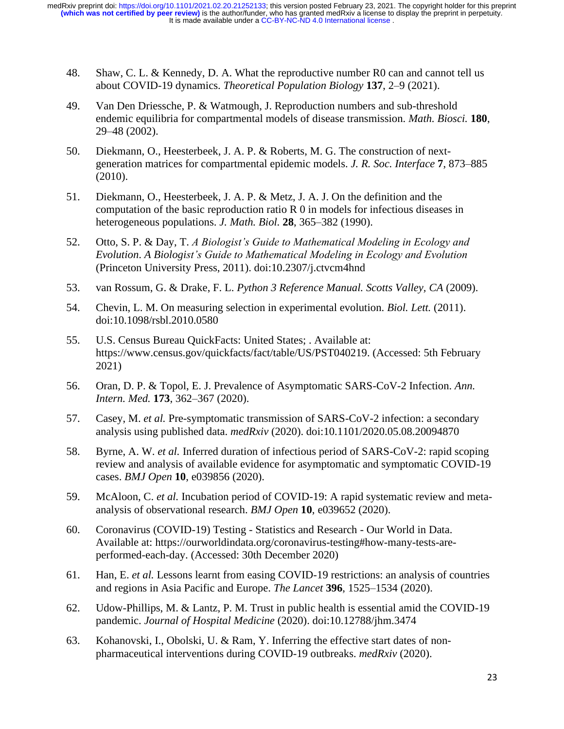48. Shaw, C. L. & Kennedy, D. A. What the reproductive number R0 can and cannot tell us about COVID-19 dynamics. *Theoretical Population Biology* **137**, 2–9 (2021).

49. Van Den Driessche, P. & Watmough, J. Reproduction numbers and sub-threshold endemic equilibria for compartmental models of disease transmission. *Math. Biosci.* **180**, 29–48 (2002).

50. Diekmann, O., Heesterbeek, J. A. P. & Roberts, M. G. The construction of next-generation matrices for compartmental epidemic models. *J. R. Soc. Interface* **7**, 873–885 (2010).

51. Diekmann, O., Heesterbeek, J. A. P. & Metz, J. A. J. On the definition and the computation of the basic reproduction ratio R 0 in models for infectious diseases in heterogeneous populations. *J. Math. Biol.* **28**, 365–382 (1990).

52. Otto, S. P. & Day, T. *A Biologist's Guide to Mathematical Modeling in Ecology and Evolution*. *A Biologist's Guide to Mathematical Modeling in Ecology and Evolution* (Princeton University Press, 2011). doi:10.2307/j.ctvcm4hnd

53. van Rossum, G. & Drake, F. L. *Python 3 Reference Manual. Scotts Valley, CA* (2009).

54. Chevin, L. M. On measuring selection in experimental evolution. *Biol. Lett.* (2011). doi:10.1098/rsbl.2010.0580

55. U.S. Census Bureau QuickFacts: United States; . Available at: https://www.census.gov/quickfacts/fact/table/US/PST040219. (Accessed: 5th February 2021)

56. Oran, D. P. & Topol, E. J. Prevalence of Asymptomatic SARS-CoV-2 Infection. *Ann. Intern. Med.* **173**, 362–367 (2020).

57. Casey, M. *et al.* Pre-symptomatic transmission of SARS-CoV-2 infection: a secondary analysis using published data. *medRxiv* (2020). doi:10.1101/2020.05.08.20094870

58. Byrne, A. W. *et al.* Inferred duration of infectious period of SARS-CoV-2: rapid scoping review and analysis of available evidence for asymptomatic and symptomatic COVID-19 cases. *BMJ Open* **10**, e039856 (2020).

59. McAloon, C. *et al.* Incubation period of COVID-19: A rapid systematic review and meta-analysis of observational research. *BMJ Open* **10**, e039652 (2020).

60. Coronavirus (COVID-19) Testing - Statistics and Research - Our World in Data. Available at: https://ourworldindata.org/coronavirus-testing#how-many-tests-are-performed-each-day. (Accessed: 30th December 2020)

61. Han, E. *et al.* Lessons learnt from easing COVID-19 restrictions: an analysis of countries and regions in Asia Pacific and Europe. *The Lancet* **396**, 1525–1534 (2020).

62. Udow-Phillips, M. & Lantz, P. M. Trust in public health is essential amid the COVID-19 pandemic. *Journal of Hospital Medicine* (2020). doi:10.12788/jhm.3474

63. Kohanovski, I., Obolski, U. & Ram, Y. Inferring the effective start dates of non-pharmaceutical interventions during COVID-19 outbreaks. *medRxiv* (2020).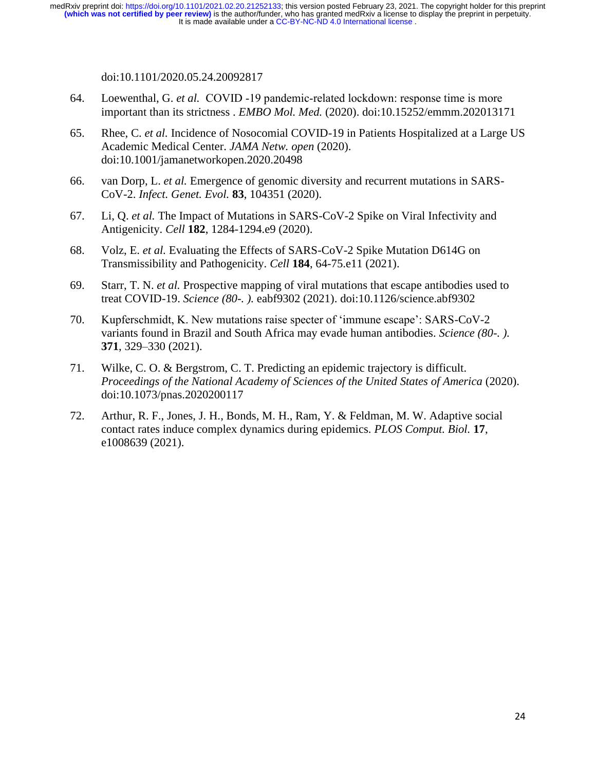doi:10.1101/2020.05.24.20092817

64. Loewenthal, G. *et al.* COVID -19 pandemic-related lockdown: response time is more important than its strictness . *EMBO Mol. Med.* (2020). doi:10.15252/emmm.202013171

65. Rhee, C. *et al.* Incidence of Nosocomial COVID-19 in Patients Hospitalized at a Large US Academic Medical Center. *JAMA Netw. open* (2020). doi:10.1001/jamanetworkopen.2020.20498

66. van Dorp, L. *et al.* Emergence of genomic diversity and recurrent mutations in SARS-CoV-2. *Infect. Genet. Evol.* **83**, 104351 (2020).

67. Li, Q. *et al.* The Impact of Mutations in SARS-CoV-2 Spike on Viral Infectivity and Antigenicity. *Cell* **182**, 1284-1294.e9 (2020).

68. Volz, E. *et al.* Evaluating the Effects of SARS-CoV-2 Spike Mutation D614G on Transmissibility and Pathogenicity. *Cell* **184**, 64-75.e11 (2021).

69. Starr, T. N. *et al.* Prospective mapping of viral mutations that escape antibodies used to treat COVID-19. *Science (80-. ).* eabf9302 (2021). doi:10.1126/science.abf9302

70. Kupferschmidt, K. New mutations raise specter of 'immune escape': SARS-CoV-2 variants found in Brazil and South Africa may evade human antibodies. *Science (80-. ).* **371**, 329–330 (2021).

71. Wilke, C. O. & Bergstrom, C. T. Predicting an epidemic trajectory is difficult. *Proceedings of the National Academy of Sciences of the United States of America* (2020). doi:10.1073/pnas.2020200117

72. Arthur, R. F., Jones, J. H., Bonds, M. H., Ram, Y. & Feldman, M. W. Adaptive social contact rates induce complex dynamics during epidemics. *PLOS Comput. Biol.* **17**, e1008639 (2021).